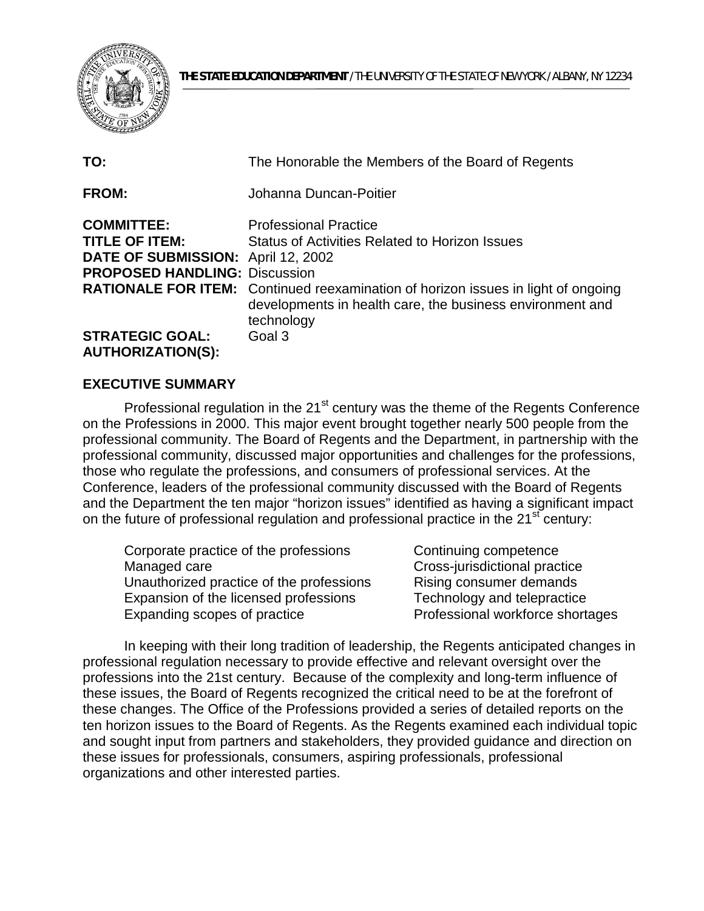**THE STATE EDUCATION DEPARTMENT** / THE UNIVERSITY OF THE STATE OF NEW YORK / ALBANY, NY 12234

**TO:** The Honorable the Members of the Board of Regents

**FROM:** Johanna Duncan-Poitier

**COMMITTEE:** Professional Practice

**TITLE OF ITEM:** Status of Activities Related to Horizon Issues

**DATE OF SUBMISSION:** April 12, 2002

**PROPOSED HANDLING:** Discussion

**RATIONALE FOR ITEM:** Continued reexamination of horizon issues in light of ongoing developments in health care, the business environment and technology

**STRATEGIC GOAL:** Goal 3

**AUTHORIZATION(S):**

## EXECUTIVE SUMMARY

Professional regulation in the 21st century was the theme of the Regents Conference on the Professions in 2000. This major event brought together nearly 500 people from the professional community. The Board of Regents and the Department, in partnership with the professional community, discussed major opportunities and challenges for the professions, those who regulate the professions, and consumers of professional services. At the Conference, leaders of the professional community discussed with the Board of Regents and the Department the ten major "horizon issues" identified as having a significant impact on the future of professional regulation and professional practice in the 21st century:

- Corporate practice of the professions
- Managed care
- Unauthorized practice of the professions
- Expansion of the licensed professions
- Expanding scopes of practice
- Continuing competence
- Cross-jurisdictional practice
- Rising consumer demands
- Technology and telepractice
- Professional workforce shortages

In keeping with their long tradition of leadership, the Regents anticipated changes in professional regulation necessary to provide effective and relevant oversight over the professions into the 21st century. Because of the complexity and long-term influence of these issues, the Board of Regents recognized the critical need to be at the forefront of these changes. The Office of the Professions provided a series of detailed reports on the ten horizon issues to the Board of Regents. As the Regents examined each individual topic and sought input from partners and stakeholders, they provided guidance and direction on these issues for professionals, consumers, aspiring professionals, professional organizations and other interested parties.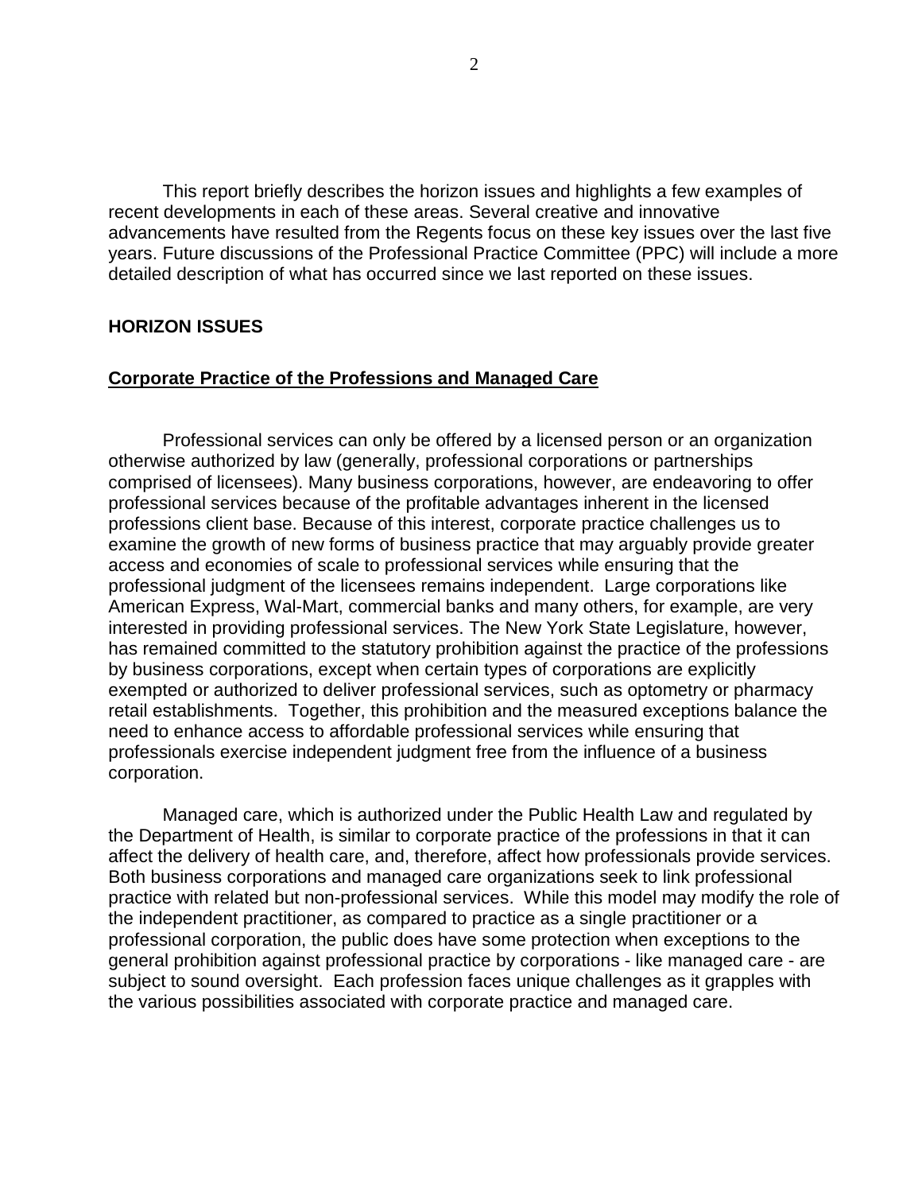This report briefly describes the horizon issues and highlights a few examples of recent developments in each of these areas. Several creative and innovative advancements have resulted from the Regents focus on these key issues over the last five years. Future discussions of the Professional Practice Committee (PPC) will include a more detailed description of what has occurred since we last reported on these issues.

## HORIZON ISSUES

### Corporate Practice of the Professions and Managed Care

Professional services can only be offered by a licensed person or an organization otherwise authorized by law (generally, professional corporations or partnerships comprised of licensees). Many business corporations, however, are endeavoring to offer professional services because of the profitable advantages inherent in the licensed professions client base. Because of this interest, corporate practice challenges us to examine the growth of new forms of business practice that may arguably provide greater access and economies of scale to professional services while ensuring that the professional judgment of the licensees remains independent. Large corporations like American Express, Wal-Mart, commercial banks and many others, for example, are very interested in providing professional services. The New York State Legislature, however, has remained committed to the statutory prohibition against the practice of the professions by business corporations, except when certain types of corporations are explicitly exempted or authorized to deliver professional services, such as optometry or pharmacy retail establishments. Together, this prohibition and the measured exceptions balance the need to enhance access to affordable professional services while ensuring that professionals exercise independent judgment free from the influence of a business corporation.

Managed care, which is authorized under the Public Health Law and regulated by the Department of Health, is similar to corporate practice of the professions in that it can affect the delivery of health care, and, therefore, affect how professionals provide services. Both business corporations and managed care organizations seek to link professional practice with related but non-professional services. While this model may modify the role of the independent practitioner, as compared to practice as a single practitioner or a professional corporation, the public does have some protection when exceptions to the general prohibition against professional practice by corporations - like managed care - are subject to sound oversight. Each profession faces unique challenges as it grapples with the various possibilities associated with corporate practice and managed care.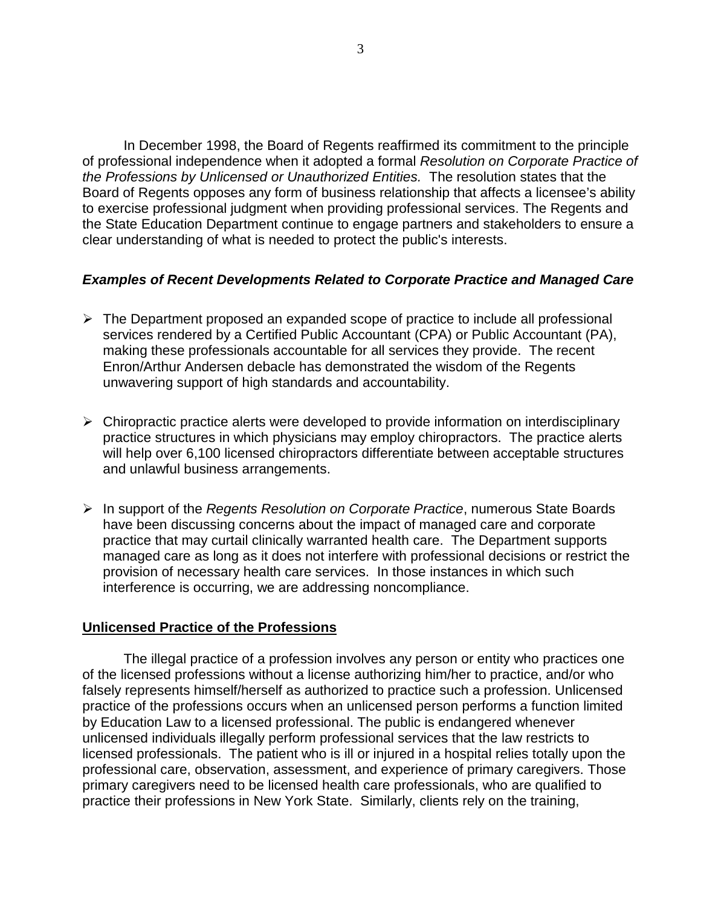In December 1998, the Board of Regents reaffirmed its commitment to the principle of professional independence when it adopted a formal *Resolution on Corporate Practice of the Professions by Unlicensed or Unauthorized Entities.* The resolution states that the Board of Regents opposes any form of business relationship that affects a licensee's ability to exercise professional judgment when providing professional services. The Regents and the State Education Department continue to engage partners and stakeholders to ensure a clear understanding of what is needed to protect the public's interests.

### ***Examples of Recent Developments Related to Corporate Practice and Managed Care***

- The Department proposed an expanded scope of practice to include all professional services rendered by a Certified Public Accountant (CPA) or Public Accountant (PA), making these professionals accountable for all services they provide. The recent Enron/Arthur Andersen debacle has demonstrated the wisdom of the Regents unwavering support of high standards and accountability.

- Chiropractic practice alerts were developed to provide information on interdisciplinary practice structures in which physicians may employ chiropractors. The practice alerts will help over 6,100 licensed chiropractors differentiate between acceptable structures and unlawful business arrangements.

- In support of the *Regents Resolution on Corporate Practice*, numerous State Boards have been discussing concerns about the impact of managed care and corporate practice that may curtail clinically warranted health care. The Department supports managed care as long as it does not interfere with professional decisions or restrict the provision of necessary health care services. In those instances in which such interference is occurring, we are addressing noncompliance.

## Unlicensed Practice of the Professions

The illegal practice of a profession involves any person or entity who practices one of the licensed professions without a license authorizing him/her to practice, and/or who falsely represents himself/herself as authorized to practice such a profession. Unlicensed practice of the professions occurs when an unlicensed person performs a function limited by Education Law to a licensed professional. The public is endangered whenever unlicensed individuals illegally perform professional services that the law restricts to licensed professionals. The patient who is ill or injured in a hospital relies totally upon the professional care, observation, assessment, and experience of primary caregivers. Those primary caregivers need to be licensed health care professionals, who are qualified to practice their professions in New York State. Similarly, clients rely on the training,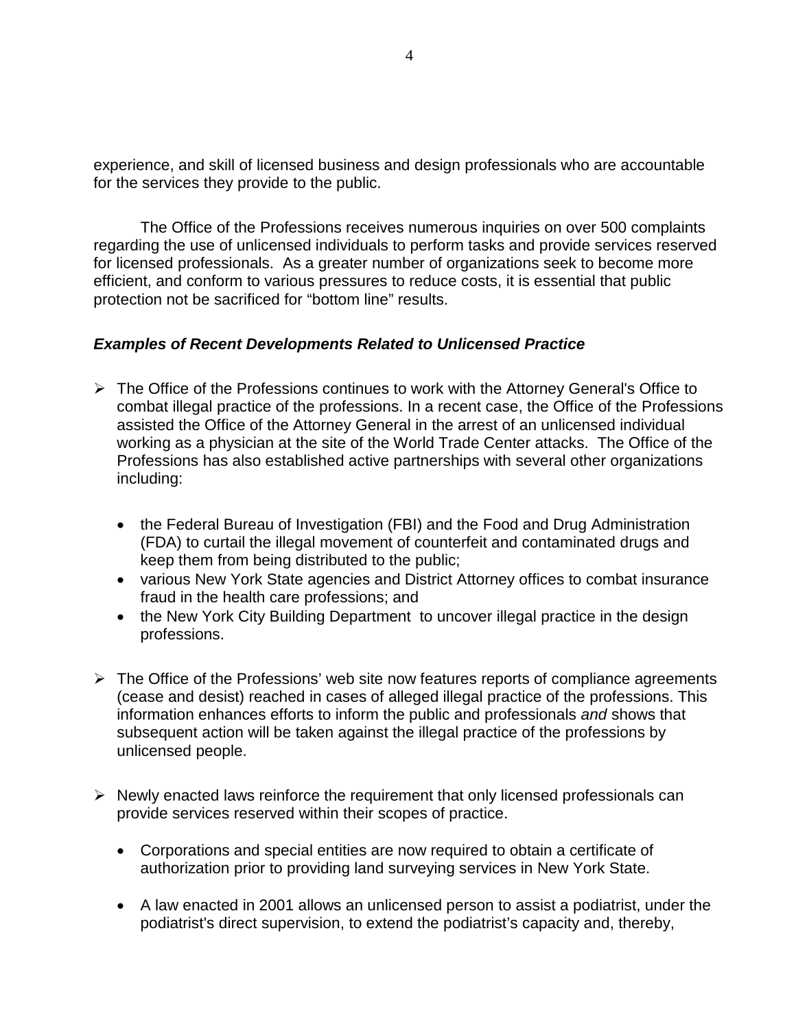experience, and skill of licensed business and design professionals who are accountable for the services they provide to the public.

The Office of the Professions receives numerous inquiries on over 500 complaints regarding the use of unlicensed individuals to perform tasks and provide services reserved for licensed professionals. As a greater number of organizations seek to become more efficient, and conform to various pressures to reduce costs, it is essential that public protection not be sacrificed for "bottom line" results.

### *Examples of Recent Developments Related to Unlicensed Practice*

- The Office of the Professions continues to work with the Attorney General's Office to combat illegal practice of the professions. In a recent case, the Office of the Professions assisted the Office of the Attorney General in the arrest of an unlicensed individual working as a physician at the site of the World Trade Center attacks. The Office of the Professions has also established active partnerships with several other organizations including:
  - the Federal Bureau of Investigation (FBI) and the Food and Drug Administration (FDA) to curtail the illegal movement of counterfeit and contaminated drugs and keep them from being distributed to the public;
  - various New York State agencies and District Attorney offices to combat insurance fraud in the health care professions; and
  - the New York City Building Department to uncover illegal practice in the design professions.

- The Office of the Professions' web site now features reports of compliance agreements (cease and desist) reached in cases of alleged illegal practice of the professions. This information enhances efforts to inform the public and professionals *and* shows that subsequent action will be taken against the illegal practice of the professions by unlicensed people.

- Newly enacted laws reinforce the requirement that only licensed professionals can provide services reserved within their scopes of practice.
  - Corporations and special entities are now required to obtain a certificate of authorization prior to providing land surveying services in New York State.
  - A law enacted in 2001 allows an unlicensed person to assist a podiatrist, under the podiatrist's direct supervision, to extend the podiatrist's capacity and, thereby,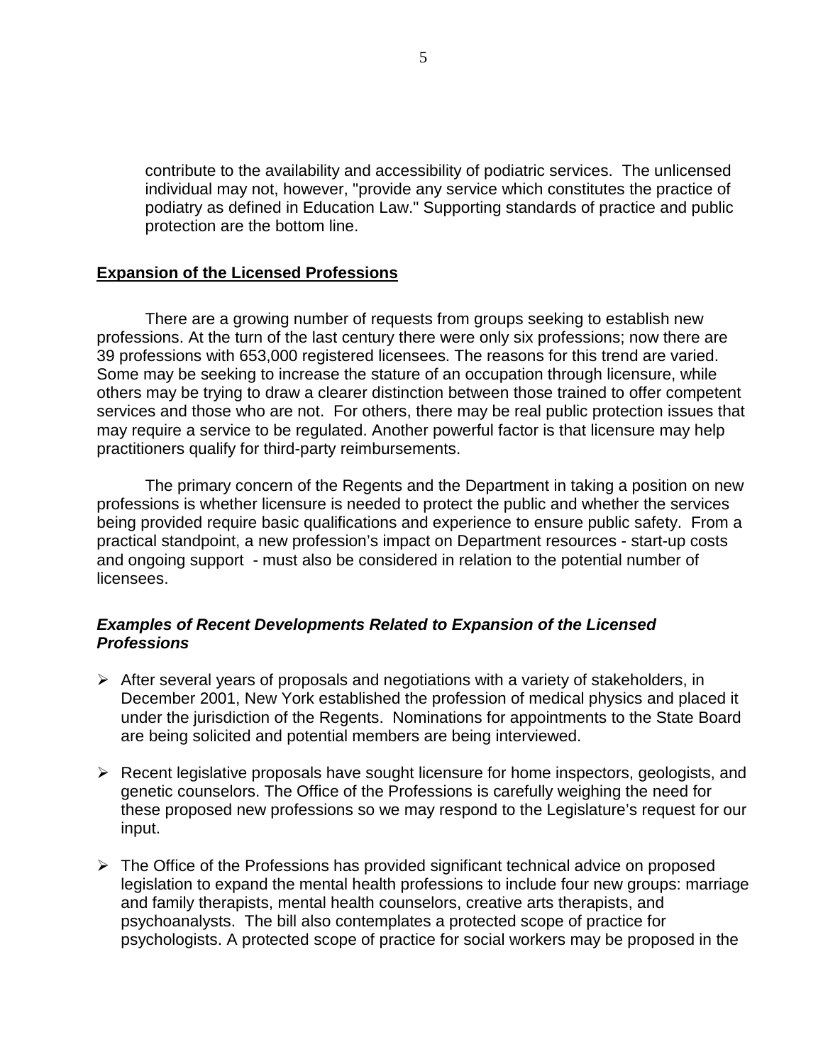contribute to the availability and accessibility of podiatric services. The unlicensed individual may not, however, "provide any service which constitutes the practice of podiatry as defined in Education Law." Supporting standards of practice and public protection are the bottom line.

## Expansion of the Licensed Professions

There are a growing number of requests from groups seeking to establish new professions. At the turn of the last century there were only six professions; now there are 39 professions with 653,000 registered licensees. The reasons for this trend are varied. Some may be seeking to increase the stature of an occupation through licensure, while others may be trying to draw a clearer distinction between those trained to offer competent services and those who are not. For others, there may be real public protection issues that may require a service to be regulated. Another powerful factor is that licensure may help practitioners qualify for third-party reimbursements.

The primary concern of the Regents and the Department in taking a position on new professions is whether licensure is needed to protect the public and whether the services being provided require basic qualifications and experience to ensure public safety. From a practical standpoint, a new profession's impact on Department resources - start-up costs and ongoing support - must also be considered in relation to the potential number of licensees.

### *Examples of Recent Developments Related to Expansion of the Licensed Professions*

- After several years of proposals and negotiations with a variety of stakeholders, in December 2001, New York established the profession of medical physics and placed it under the jurisdiction of the Regents. Nominations for appointments to the State Board are being solicited and potential members are being interviewed.

- Recent legislative proposals have sought licensure for home inspectors, geologists, and genetic counselors. The Office of the Professions is carefully weighing the need for these proposed new professions so we may respond to the Legislature's request for our input.

- The Office of the Professions has provided significant technical advice on proposed legislation to expand the mental health professions to include four new groups: marriage and family therapists, mental health counselors, creative arts therapists, and psychoanalysts. The bill also contemplates a protected scope of practice for psychologists. A protected scope of practice for social workers may be proposed in the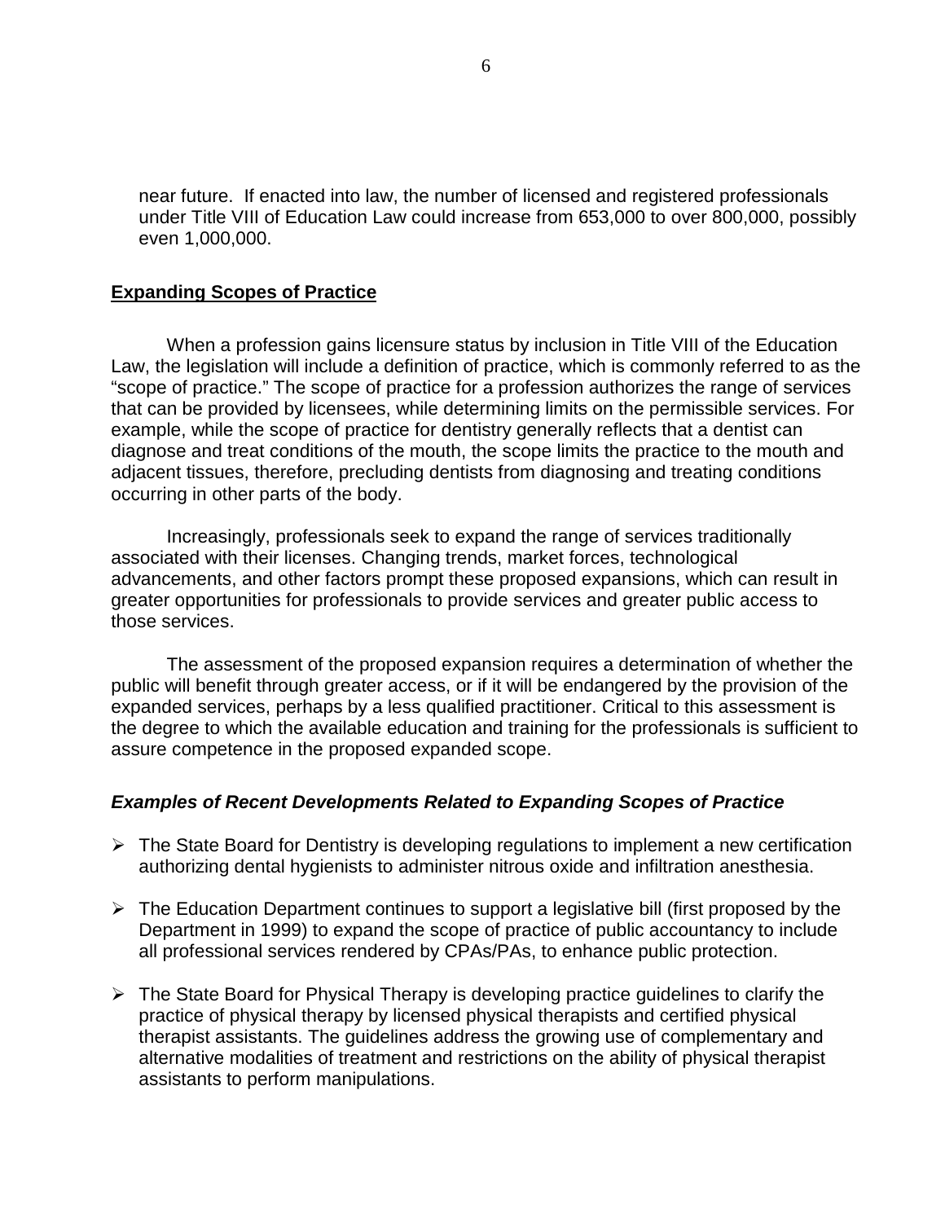near future. If enacted into law, the number of licensed and registered professionals under Title VIII of Education Law could increase from 653,000 to over 800,000, possibly even 1,000,000.

## **Expanding Scopes of Practice**

When a profession gains licensure status by inclusion in Title VIII of the Education Law, the legislation will include a definition of practice, which is commonly referred to as the "scope of practice." The scope of practice for a profession authorizes the range of services that can be provided by licensees, while determining limits on the permissible services. For example, while the scope of practice for dentistry generally reflects that a dentist can diagnose and treat conditions of the mouth, the scope limits the practice to the mouth and adjacent tissues, therefore, precluding dentists from diagnosing and treating conditions occurring in other parts of the body.

Increasingly, professionals seek to expand the range of services traditionally associated with their licenses. Changing trends, market forces, technological advancements, and other factors prompt these proposed expansions, which can result in greater opportunities for professionals to provide services and greater public access to those services.

The assessment of the proposed expansion requires a determination of whether the public will benefit through greater access, or if it will be endangered by the provision of the expanded services, perhaps by a less qualified practitioner. Critical to this assessment is the degree to which the available education and training for the professionals is sufficient to assure competence in the proposed expanded scope.

### ***Examples of Recent Developments Related to Expanding Scopes of Practice***

- The State Board for Dentistry is developing regulations to implement a new certification authorizing dental hygienists to administer nitrous oxide and infiltration anesthesia.
- The Education Department continues to support a legislative bill (first proposed by the Department in 1999) to expand the scope of practice of public accountancy to include all professional services rendered by CPAs/PAs, to enhance public protection.
- The State Board for Physical Therapy is developing practice guidelines to clarify the practice of physical therapy by licensed physical therapists and certified physical therapist assistants. The guidelines address the growing use of complementary and alternative modalities of treatment and restrictions on the ability of physical therapist assistants to perform manipulations.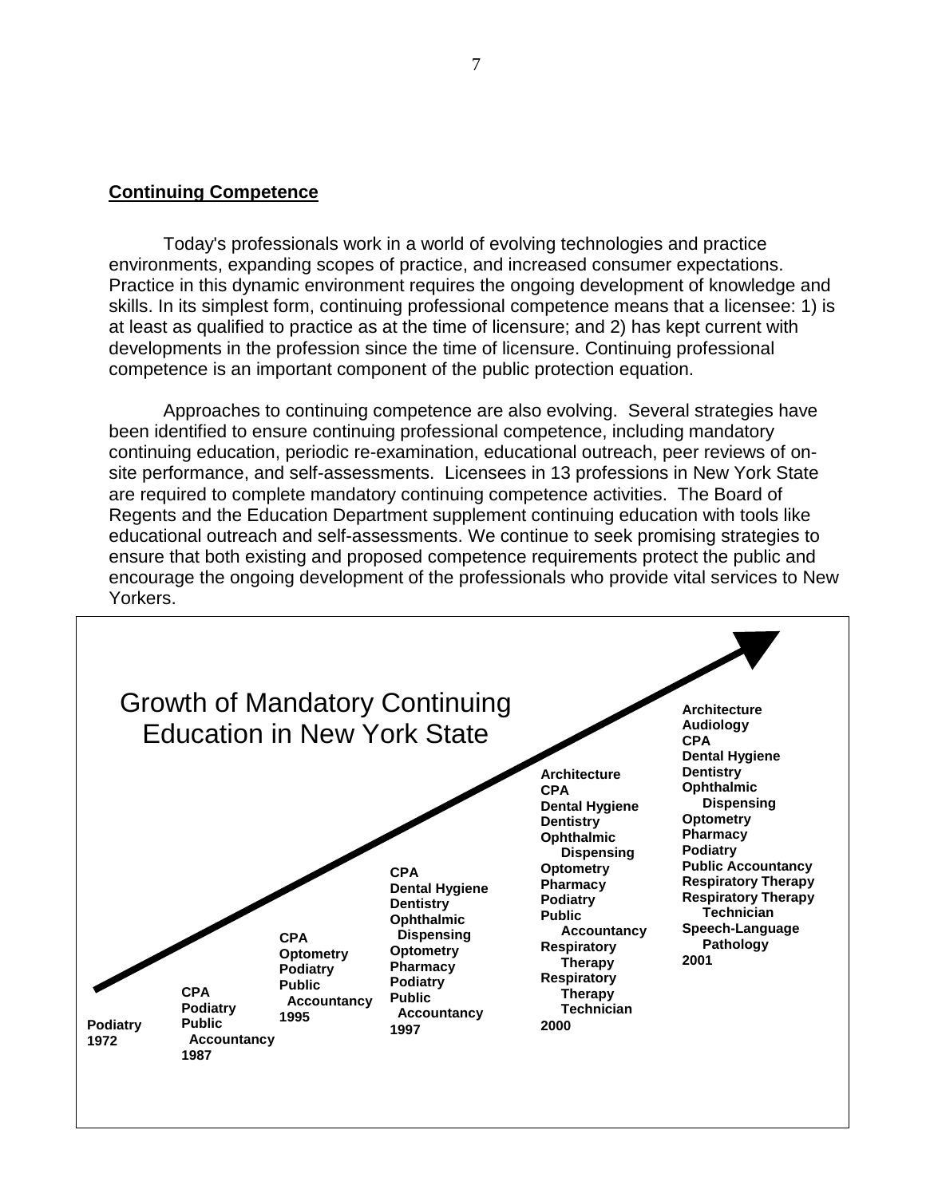## Continuing Competence

Today's professionals work in a world of evolving technologies and practice environments, expanding scopes of practice, and increased consumer expectations. Practice in this dynamic environment requires the ongoing development of knowledge and skills. In its simplest form, continuing professional competence means that a licensee: 1) is at least as qualified to practice as at the time of licensure; and 2) has kept current with developments in the profession since the time of licensure. Continuing professional competence is an important component of the public protection equation.

Approaches to continuing competence are also evolving. Several strategies have been identified to ensure continuing professional competence, including mandatory continuing education, periodic re-examination, educational outreach, peer reviews of on-site performance, and self-assessments. Licensees in 13 professions in New York State are required to complete mandatory continuing competence activities. The Board of Regents and the Education Department supplement continuing education with tools like educational outreach and self-assessments. We continue to seek promising strategies to ensure that both existing and proposed competence requirements protect the public and encourage the ongoing development of the professionals who provide vital services to New Yorkers.

### Growth of Mandatory Continuing Education in New York State

**1972**
- Podiatry

**1987**
- CPA
- Podiatry
- Public Accountancy

**1995**
- CPA
- Optometry
- Podiatry
- Public Accountancy

**1997**
- CPA
- Dental Hygiene
- Dentistry
- Ophthalmic Dispensing
- Optometry
- Pharmacy
- Podiatry
- Public Accountancy

**2000**
- Architecture
- CPA
- Dental Hygiene
- Dentistry
- Ophthalmic Dispensing
- Optometry
- Pharmacy
- Podiatry
- Public Accountancy
- Respiratory Therapy
- Respiratory Therapy Technician

**2001**
- Architecture
- Audiology
- CPA
- Dental Hygiene
- Dentistry
- Ophthalmic Dispensing
- Optometry
- Pharmacy
- Podiatry
- Public Accountancy
- Respiratory Therapy
- Respiratory Therapy Technician
- Speech-Language Pathology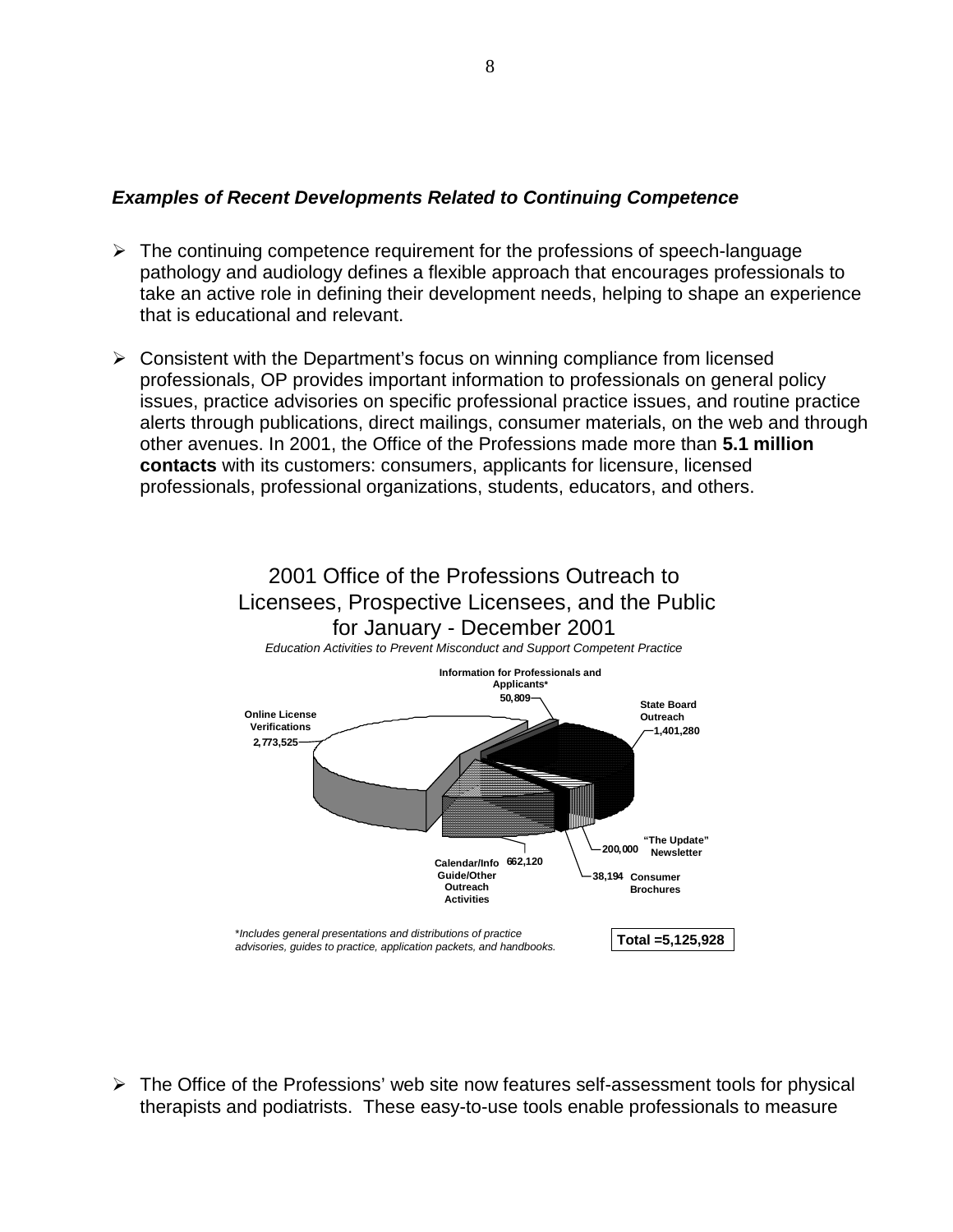***Examples of Recent Developments Related to Continuing Competence***

- The continuing competence requirement for the professions of speech-language pathology and audiology defines a flexible approach that encourages professionals to take an active role in defining their development needs, helping to shape an experience that is educational and relevant.

- Consistent with the Department's focus on winning compliance from licensed professionals, OP provides important information to professionals on general policy issues, practice advisories on specific professional practice issues, and routine practice alerts through publications, direct mailings, consumer materials, on the web and through other avenues. In 2001, the Office of the Professions made more than **5.1 million contacts** with its customers: consumers, applicants for licensure, licensed professionals, professional organizations, students, educators, and others.

2001 Office of the Professions Outreach to Licensees, Prospective Licensees, and the Public for January - December 2001

*Education Activities to Prevent Misconduct and Support Competent Practice*

| Category | Contacts |
|---|---|
| Online License Verifications | 2,773,525 |
| Information for Professionals and Applicants* | 50,809 |
| State Board Outreach | 1,401,280 |
| "The Update" Newsletter | 200,000 |
| Consumer Brochures | 38,194 |
| Calendar/Info Guide/Other Outreach Activities | 662,120 |

*\*Includes general presentations and distributions of practice advisories, guides to practice, application packets, and handbooks.*

**Total =5,125,928**

- The Office of the Professions' web site now features self-assessment tools for physical therapists and podiatrists. These easy-to-use tools enable professionals to measure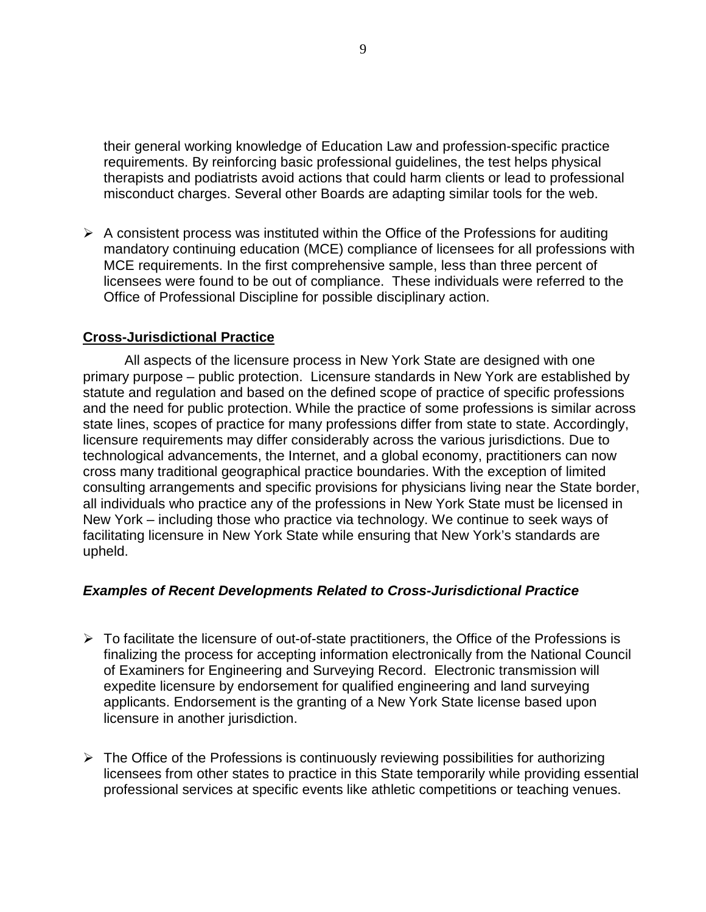their general working knowledge of Education Law and profession-specific practice requirements. By reinforcing basic professional guidelines, the test helps physical therapists and podiatrists avoid actions that could harm clients or lead to professional misconduct charges. Several other Boards are adapting similar tools for the web.

- A consistent process was instituted within the Office of the Professions for auditing mandatory continuing education (MCE) compliance of licensees for all professions with MCE requirements. In the first comprehensive sample, less than three percent of licensees were found to be out of compliance. These individuals were referred to the Office of Professional Discipline for possible disciplinary action.

## Cross-Jurisdictional Practice

All aspects of the licensure process in New York State are designed with one primary purpose – public protection. Licensure standards in New York are established by statute and regulation and based on the defined scope of practice of specific professions and the need for public protection. While the practice of some professions is similar across state lines, scopes of practice for many professions differ from state to state. Accordingly, licensure requirements may differ considerably across the various jurisdictions. Due to technological advancements, the Internet, and a global economy, practitioners can now cross many traditional geographical practice boundaries. With the exception of limited consulting arrangements and specific provisions for physicians living near the State border, all individuals who practice any of the professions in New York State must be licensed in New York – including those who practice via technology. We continue to seek ways of facilitating licensure in New York State while ensuring that New York's standards are upheld.

### *Examples of Recent Developments Related to Cross-Jurisdictional Practice*

- To facilitate the licensure of out-of-state practitioners, the Office of the Professions is finalizing the process for accepting information electronically from the National Council of Examiners for Engineering and Surveying Record. Electronic transmission will expedite licensure by endorsement for qualified engineering and land surveying applicants. Endorsement is the granting of a New York State license based upon licensure in another jurisdiction.

- The Office of the Professions is continuously reviewing possibilities for authorizing licensees from other states to practice in this State temporarily while providing essential professional services at specific events like athletic competitions or teaching venues.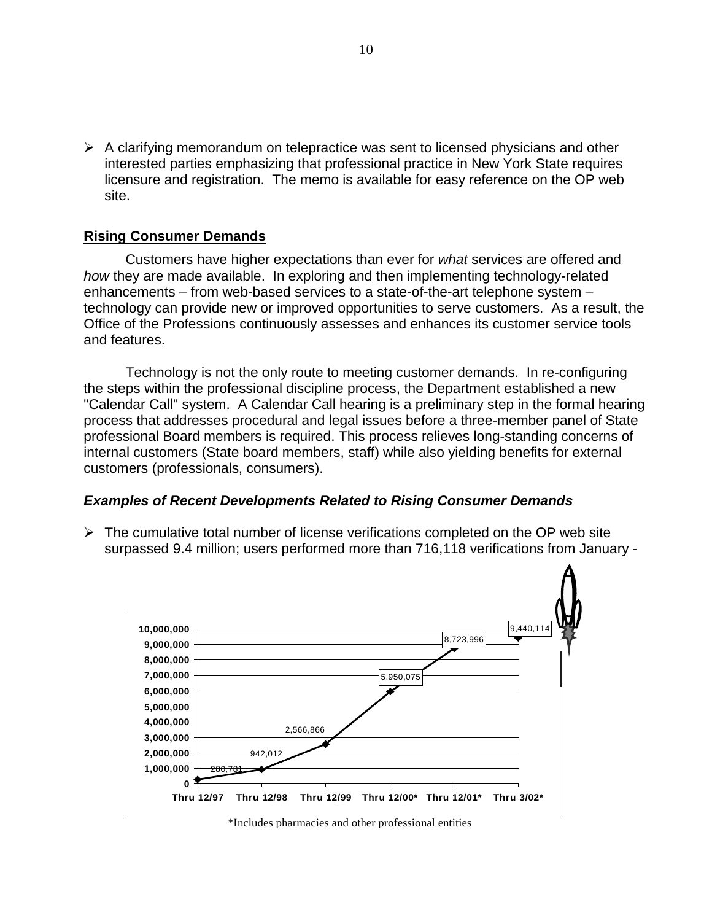- A clarifying memorandum on telepractice was sent to licensed physicians and other interested parties emphasizing that professional practice in New York State requires licensure and registration. The memo is available for easy reference on the OP web site.

## Rising Consumer Demands

Customers have higher expectations than ever for *what* services are offered and *how* they are made available. In exploring and then implementing technology-related enhancements – from web-based services to a state-of-the-art telephone system – technology can provide new or improved opportunities to serve customers. As a result, the Office of the Professions continuously assesses and enhances its customer service tools and features.

Technology is not the only route to meeting customer demands. In re-configuring the steps within the professional discipline process, the Department established a new "Calendar Call" system. A Calendar Call hearing is a preliminary step in the formal hearing process that addresses procedural and legal issues before a three-member panel of State professional Board members is required. This process relieves long-standing concerns of internal customers (State board members, staff) while also yielding benefits for external customers (professionals, consumers).

### *Examples of Recent Developments Related to Rising Consumer Demands*

- The cumulative total number of license verifications completed on the OP web site surpassed 9.4 million; users performed more than 716,118 verifications from January -

| Period | Cumulative Verifications |
|---|---|
| Thru 12/97 | 280,781 |
| Thru 12/98 | 942,012 |
| Thru 12/99 | 2,566,866 |
| Thru 12/00* | 5,950,075 |
| Thru 12/01* | 8,723,996 |
| Thru 3/02* | 9,440,114 |

*Includes pharmacies and other professional entities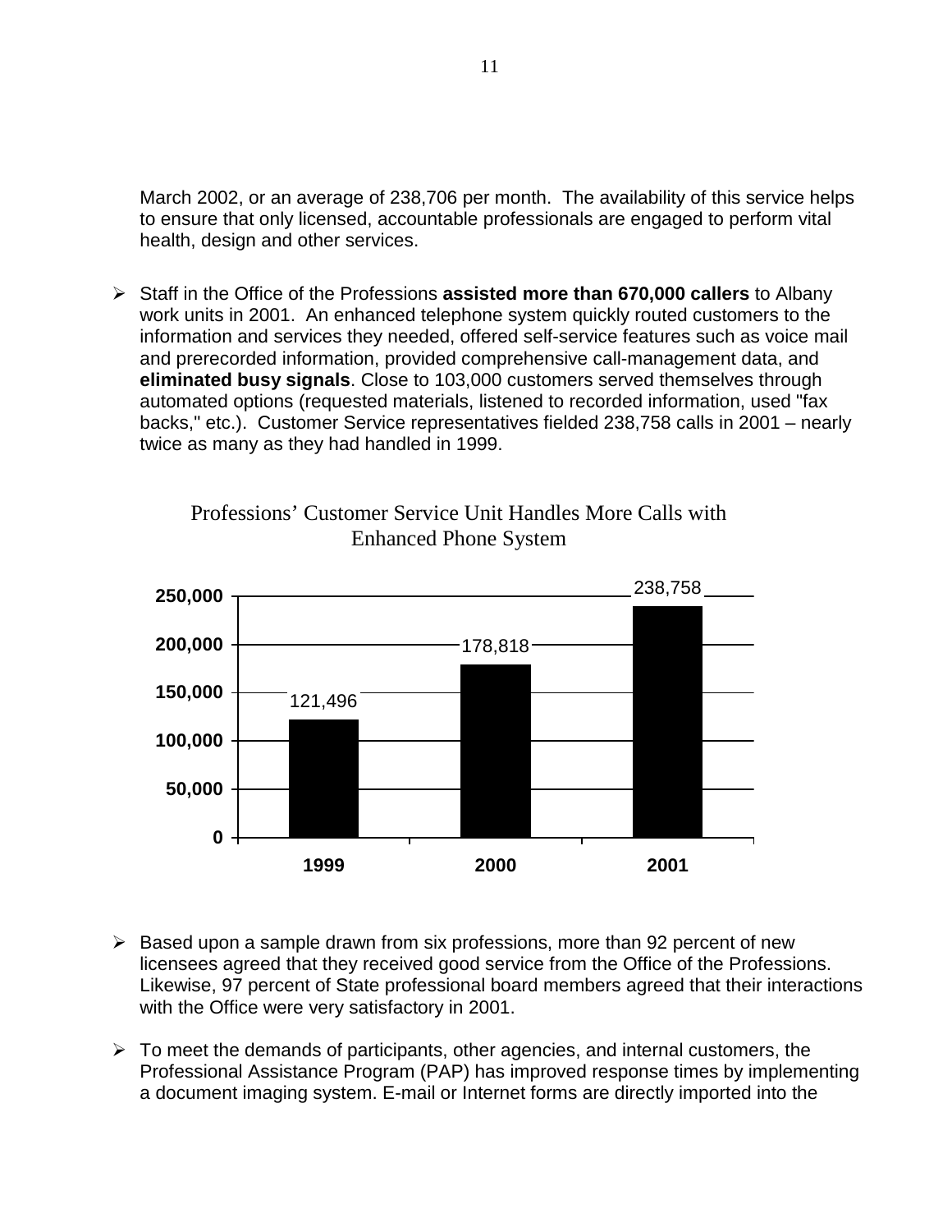March 2002, or an average of 238,706 per month. The availability of this service helps to ensure that only licensed, accountable professionals are engaged to perform vital health, design and other services.

- Staff in the Office of the Professions **assisted more than 670,000 callers** to Albany work units in 2001. An enhanced telephone system quickly routed customers to the information and services they needed, offered self-service features such as voice mail and prerecorded information, provided comprehensive call-management data, and **eliminated busy signals**. Close to 103,000 customers served themselves through automated options (requested materials, listened to recorded information, used "fax backs," etc.). Customer Service representatives fielded 238,758 calls in 2001 – nearly twice as many as they had handled in 1999.

Professions' Customer Service Unit Handles More Calls with Enhanced Phone System

| Year | Calls |
|---|---|
| 1999 | 121,496 |
| 2000 | 178,818 |
| 2001 | 238,758 |

- Based upon a sample drawn from six professions, more than 92 percent of new licensees agreed that they received good service from the Office of the Professions. Likewise, 97 percent of State professional board members agreed that their interactions with the Office were very satisfactory in 2001.

- To meet the demands of participants, other agencies, and internal customers, the Professional Assistance Program (PAP) has improved response times by implementing a document imaging system. E-mail or Internet forms are directly imported into the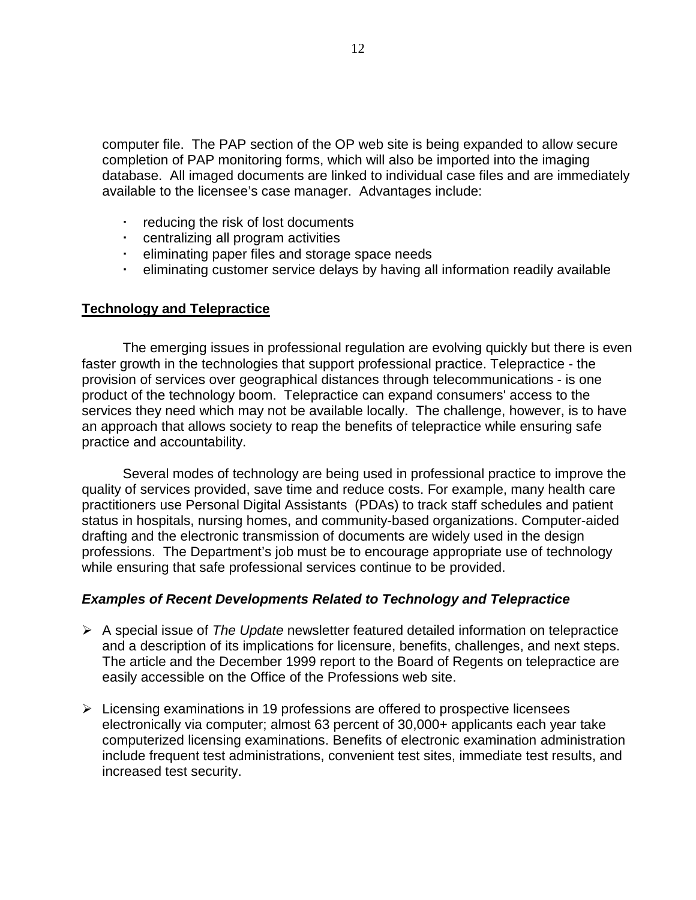computer file. The PAP section of the OP web site is being expanded to allow secure completion of PAP monitoring forms, which will also be imported into the imaging database. All imaged documents are linked to individual case files and are immediately available to the licensee's case manager. Advantages include:

- reducing the risk of lost documents
- centralizing all program activities
- eliminating paper files and storage space needs
- eliminating customer service delays by having all information readily available

## Technology and Telepractice

The emerging issues in professional regulation are evolving quickly but there is even faster growth in the technologies that support professional practice. Telepractice - the provision of services over geographical distances through telecommunications - is one product of the technology boom. Telepractice can expand consumers' access to the services they need which may not be available locally. The challenge, however, is to have an approach that allows society to reap the benefits of telepractice while ensuring safe practice and accountability.

Several modes of technology are being used in professional practice to improve the quality of services provided, save time and reduce costs. For example, many health care practitioners use Personal Digital Assistants (PDAs) to track staff schedules and patient status in hospitals, nursing homes, and community-based organizations. Computer-aided drafting and the electronic transmission of documents are widely used in the design professions. The Department's job must be to encourage appropriate use of technology while ensuring that safe professional services continue to be provided.

### *Examples of Recent Developments Related to Technology and Telepractice*

- A special issue of *The Update* newsletter featured detailed information on telepractice and a description of its implications for licensure, benefits, challenges, and next steps. The article and the December 1999 report to the Board of Regents on telepractice are easily accessible on the Office of the Professions web site.

- Licensing examinations in 19 professions are offered to prospective licensees electronically via computer; almost 63 percent of 30,000+ applicants each year take computerized licensing examinations. Benefits of electronic examination administration include frequent test administrations, convenient test sites, immediate test results, and increased test security.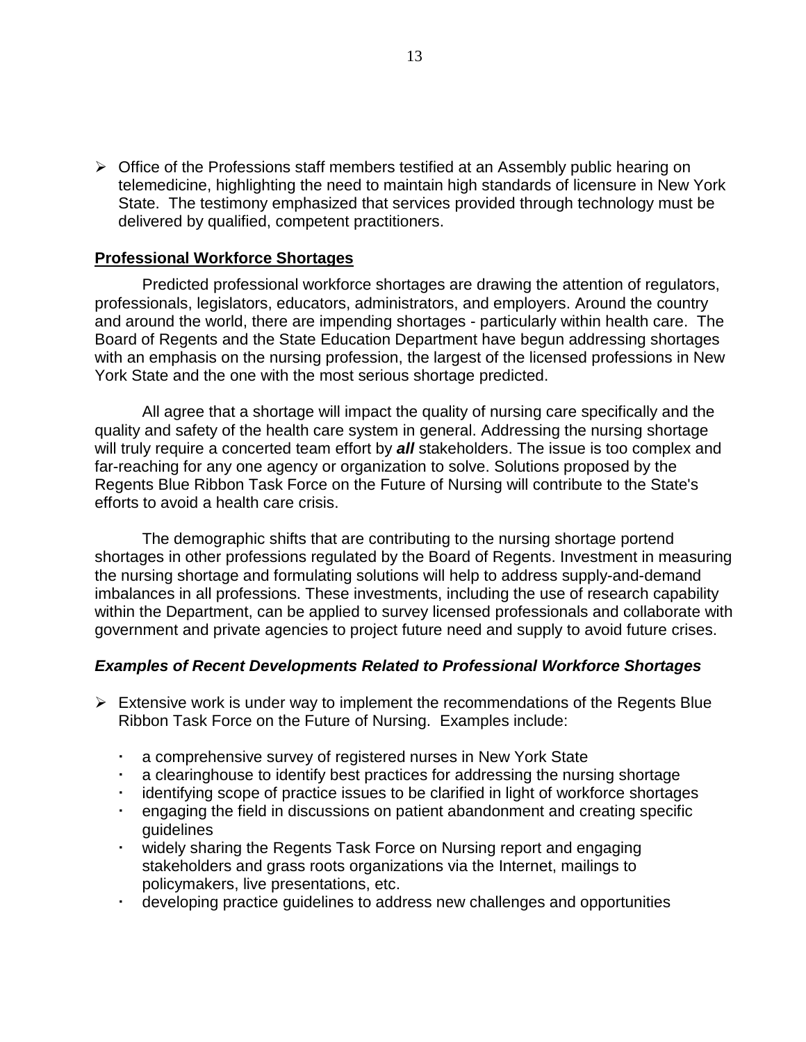- Office of the Professions staff members testified at an Assembly public hearing on telemedicine, highlighting the need to maintain high standards of licensure in New York State. The testimony emphasized that services provided through technology must be delivered by qualified, competent practitioners.

## Professional Workforce Shortages

Predicted professional workforce shortages are drawing the attention of regulators, professionals, legislators, educators, administrators, and employers. Around the country and around the world, there are impending shortages - particularly within health care. The Board of Regents and the State Education Department have begun addressing shortages with an emphasis on the nursing profession, the largest of the licensed professions in New York State and the one with the most serious shortage predicted.

All agree that a shortage will impact the quality of nursing care specifically and the quality and safety of the health care system in general. Addressing the nursing shortage will truly require a concerted team effort by ***all*** stakeholders. The issue is too complex and far-reaching for any one agency or organization to solve. Solutions proposed by the Regents Blue Ribbon Task Force on the Future of Nursing will contribute to the State's efforts to avoid a health care crisis.

The demographic shifts that are contributing to the nursing shortage portend shortages in other professions regulated by the Board of Regents. Investment in measuring the nursing shortage and formulating solutions will help to address supply-and-demand imbalances in all professions. These investments, including the use of research capability within the Department, can be applied to survey licensed professionals and collaborate with government and private agencies to project future need and supply to avoid future crises.

### *Examples of Recent Developments Related to Professional Workforce Shortages*

- Extensive work is under way to implement the recommendations of the Regents Blue Ribbon Task Force on the Future of Nursing. Examples include:
  - a comprehensive survey of registered nurses in New York State
  - a clearinghouse to identify best practices for addressing the nursing shortage
  - identifying scope of practice issues to be clarified in light of workforce shortages
  - engaging the field in discussions on patient abandonment and creating specific guidelines
  - widely sharing the Regents Task Force on Nursing report and engaging stakeholders and grass roots organizations via the Internet, mailings to policymakers, live presentations, etc.
  - developing practice guidelines to address new challenges and opportunities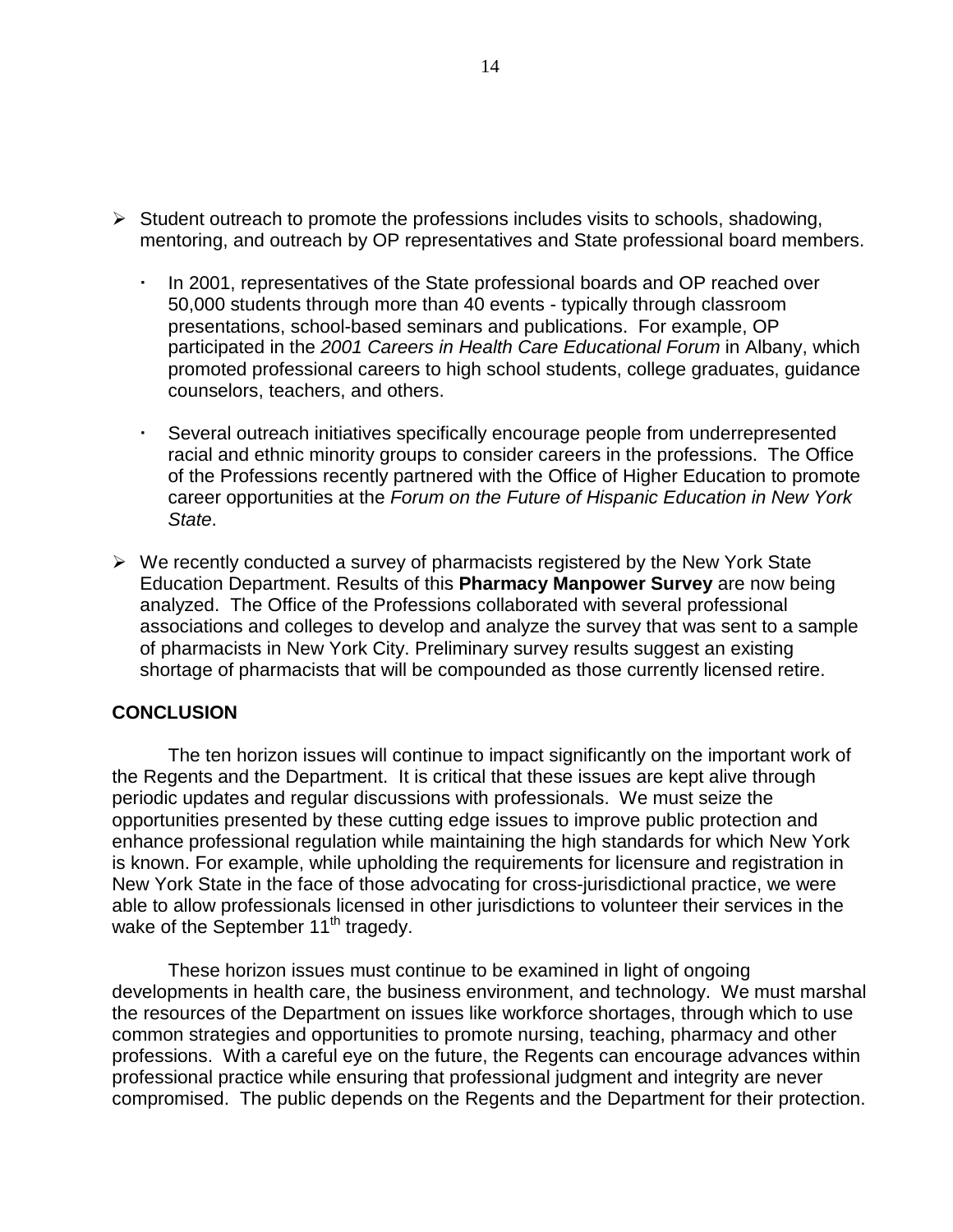- Student outreach to promote the professions includes visits to schools, shadowing, mentoring, and outreach by OP representatives and State professional board members.

  - In 2001, representatives of the State professional boards and OP reached over 50,000 students through more than 40 events - typically through classroom presentations, school-based seminars and publications. For example, OP participated in the *2001 Careers in Health Care Educational Forum* in Albany, which promoted professional careers to high school students, college graduates, guidance counselors, teachers, and others.

  - Several outreach initiatives specifically encourage people from underrepresented racial and ethnic minority groups to consider careers in the professions. The Office of the Professions recently partnered with the Office of Higher Education to promote career opportunities at the *Forum on the Future of Hispanic Education in New York State*.

- We recently conducted a survey of pharmacists registered by the New York State Education Department. Results of this **Pharmacy Manpower Survey** are now being analyzed. The Office of the Professions collaborated with several professional associations and colleges to develop and analyze the survey that was sent to a sample of pharmacists in New York City. Preliminary survey results suggest an existing shortage of pharmacists that will be compounded as those currently licensed retire.

## CONCLUSION

The ten horizon issues will continue to impact significantly on the important work of the Regents and the Department. It is critical that these issues are kept alive through periodic updates and regular discussions with professionals. We must seize the opportunities presented by these cutting edge issues to improve public protection and enhance professional regulation while maintaining the high standards for which New York is known. For example, while upholding the requirements for licensure and registration in New York State in the face of those advocating for cross-jurisdictional practice, we were able to allow professionals licensed in other jurisdictions to volunteer their services in the wake of the September 11th tragedy.

These horizon issues must continue to be examined in light of ongoing developments in health care, the business environment, and technology. We must marshal the resources of the Department on issues like workforce shortages, through which to use common strategies and opportunities to promote nursing, teaching, pharmacy and other professions. With a careful eye on the future, the Regents can encourage advances within professional practice while ensuring that professional judgment and integrity are never compromised. The public depends on the Regents and the Department for their protection.